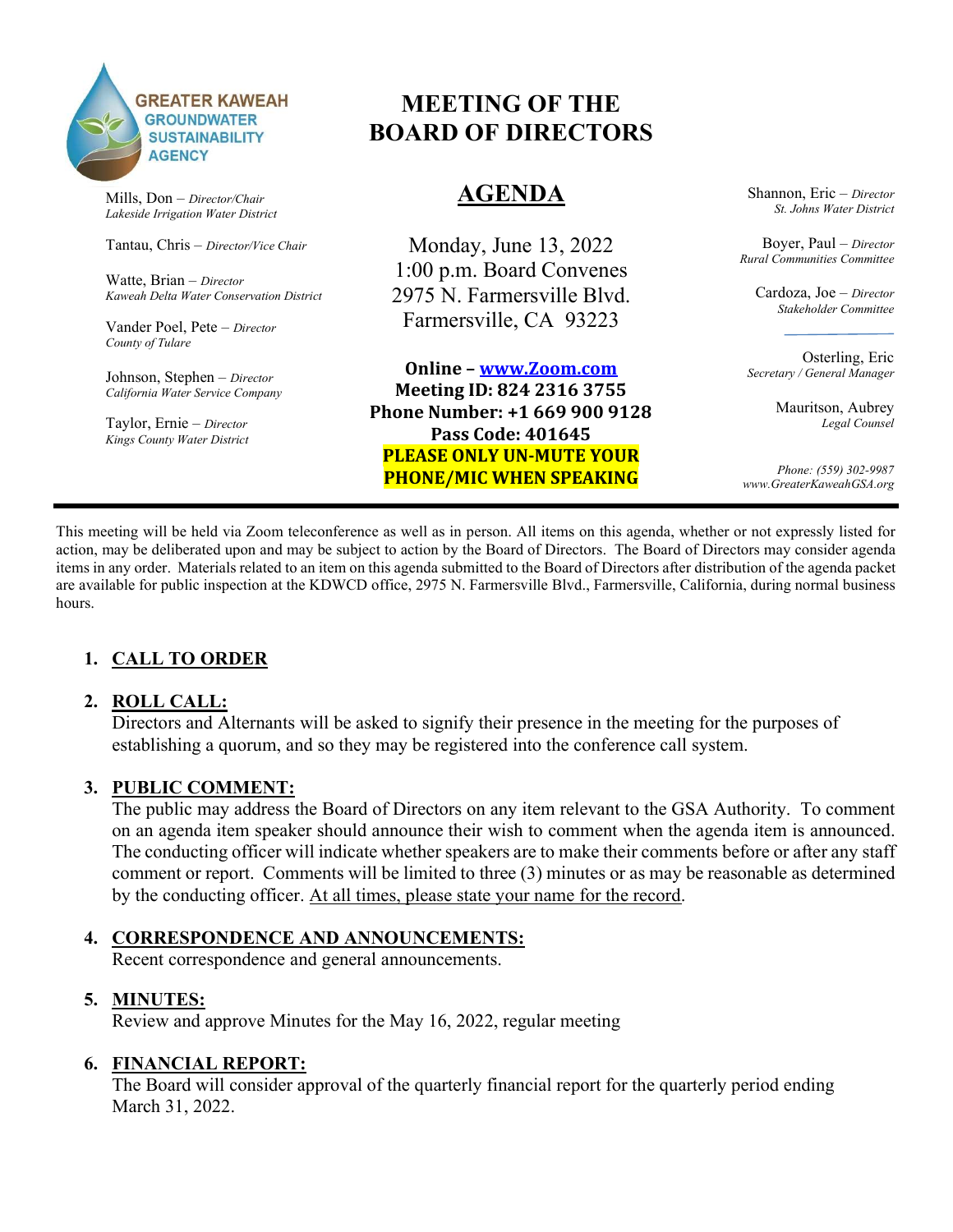GREATER KAWEAH GROUNDWATER SUSTAINABILITY AGENCY

# MEETING OF THE BOARD OF DIRECTORS

## AGENDA

Monday, June 13, 2022
1:00 p.m. Board Convenes
2975 N. Farmersville Blvd.
Farmersville, CA 93223

**Online – [www.Zoom.com](http://www.Zoom.com)**
**Meeting ID: 824 2316 3755**
**Phone Number: +1 669 900 9128**
**Pass Code: 401645**
**PLEASE ONLY UN-MUTE YOUR PHONE/MIC WHEN SPEAKING**

Mills, Don – *Director/Chair*
*Lakeside Irrigation Water District*

Tantau, Chris – *Director/Vice Chair*

Watte, Brian – *Director*
*Kaweah Delta Water Conservation District*

Vander Poel, Pete – *Director*
*County of Tulare*

Johnson, Stephen – *Director*
*California Water Service Company*

Taylor, Ernie – *Director*
*Kings County Water District*

Shannon, Eric – *Director*
*St. Johns Water District*

Boyer, Paul – *Director*
*Rural Communities Committee*

Cardoza, Joe – *Director*
*Stakeholder Committee*

Osterling, Eric
*Secretary / General Manager*

Mauritson, Aubrey
*Legal Counsel*

*Phone: (559) 302-9987*
*www.GreaterKaweahGSA.org*

---

This meeting will be held via Zoom teleconference as well as in person. All items on this agenda, whether or not expressly listed for action, may be deliberated upon and may be subject to action by the Board of Directors. The Board of Directors may consider agenda items in any order. Materials related to an item on this agenda submitted to the Board of Directors after distribution of the agenda packet are available for public inspection at the KDWCD office, 2975 N. Farmersville Blvd., Farmersville, California, during normal business hours.

1. **CALL TO ORDER**

2. **ROLL CALL:**
   Directors and Alternants will be asked to signify their presence in the meeting for the purposes of establishing a quorum, and so they may be registered into the conference call system.

3. **PUBLIC COMMENT:**
   The public may address the Board of Directors on any item relevant to the GSA Authority. To comment on an agenda item speaker should announce their wish to comment when the agenda item is announced. The conducting officer will indicate whether speakers are to make their comments before or after any staff comment or report. Comments will be limited to three (3) minutes or as may be reasonable as determined by the conducting officer. At all times, please state your name for the record.

4. **CORRESPONDENCE AND ANNOUNCEMENTS:**
   Recent correspondence and general announcements.

5. **MINUTES:**
   Review and approve Minutes for the May 16, 2022, regular meeting

6. **FINANCIAL REPORT:**
   The Board will consider approval of the quarterly financial report for the quarterly period ending March 31, 2022.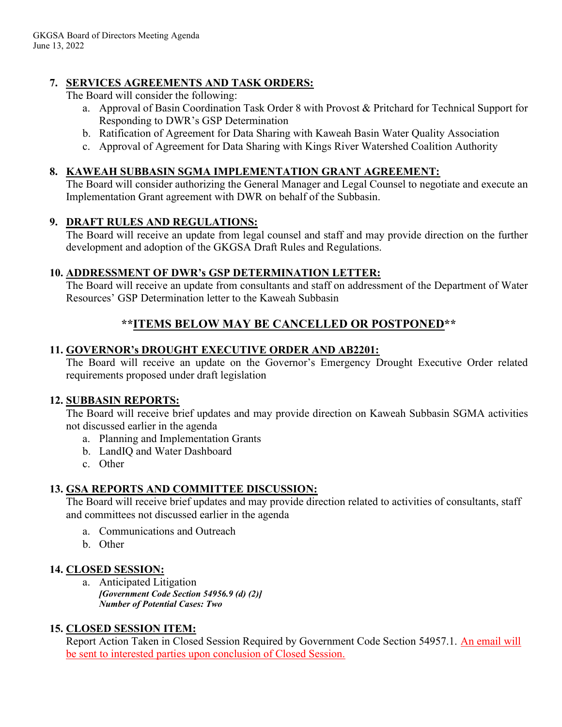7. **SERVICES AGREEMENTS AND TASK ORDERS:**

   The Board will consider the following:

   a. Approval of Basin Coordination Task Order 8 with Provost & Pritchard for Technical Support for Responding to DWR's GSP Determination
   b. Ratification of Agreement for Data Sharing with Kaweah Basin Water Quality Association
   c. Approval of Agreement for Data Sharing with Kings River Watershed Coalition Authority

8. **KAWEAH SUBBASIN SGMA IMPLEMENTATION GRANT AGREEMENT:**

   The Board will consider authorizing the General Manager and Legal Counsel to negotiate and execute an Implementation Grant agreement with DWR on behalf of the Subbasin.

9. **DRAFT RULES AND REGULATIONS:**

   The Board will receive an update from legal counsel and staff and may provide direction on the further development and adoption of the GKGSA Draft Rules and Regulations.

10. **ADDRESSMENT OF DWR's GSP DETERMINATION LETTER:**

    The Board will receive an update from consultants and staff on addressment of the Department of Water Resources' GSP Determination letter to the Kaweah Subbasin

## \*\*ITEMS BELOW MAY BE CANCELLED OR POSTPONED\*\*

11. **GOVERNOR's DROUGHT EXECUTIVE ORDER AND AB2201:**

    The Board will receive an update on the Governor's Emergency Drought Executive Order related requirements proposed under draft legislation

12. **SUBBASIN REPORTS:**

    The Board will receive brief updates and may provide direction on Kaweah Subbasin SGMA activities not discussed earlier in the agenda

    a. Planning and Implementation Grants
    b. LandIQ and Water Dashboard
    c. Other

13. **GSA REPORTS AND COMMITTEE DISCUSSION:**

    The Board will receive brief updates and may provide direction related to activities of consultants, staff and committees not discussed earlier in the agenda

    a. Communications and Outreach
    b. Other

14. **CLOSED SESSION:**

    a. Anticipated Litigation
       ***[Government Code Section 54956.9 (d) (2)]***
       ***Number of Potential Cases: Two***

15. **CLOSED SESSION ITEM:**

    Report Action Taken in Closed Session Required by Government Code Section 54957.1. An email will be sent to interested parties upon conclusion of Closed Session.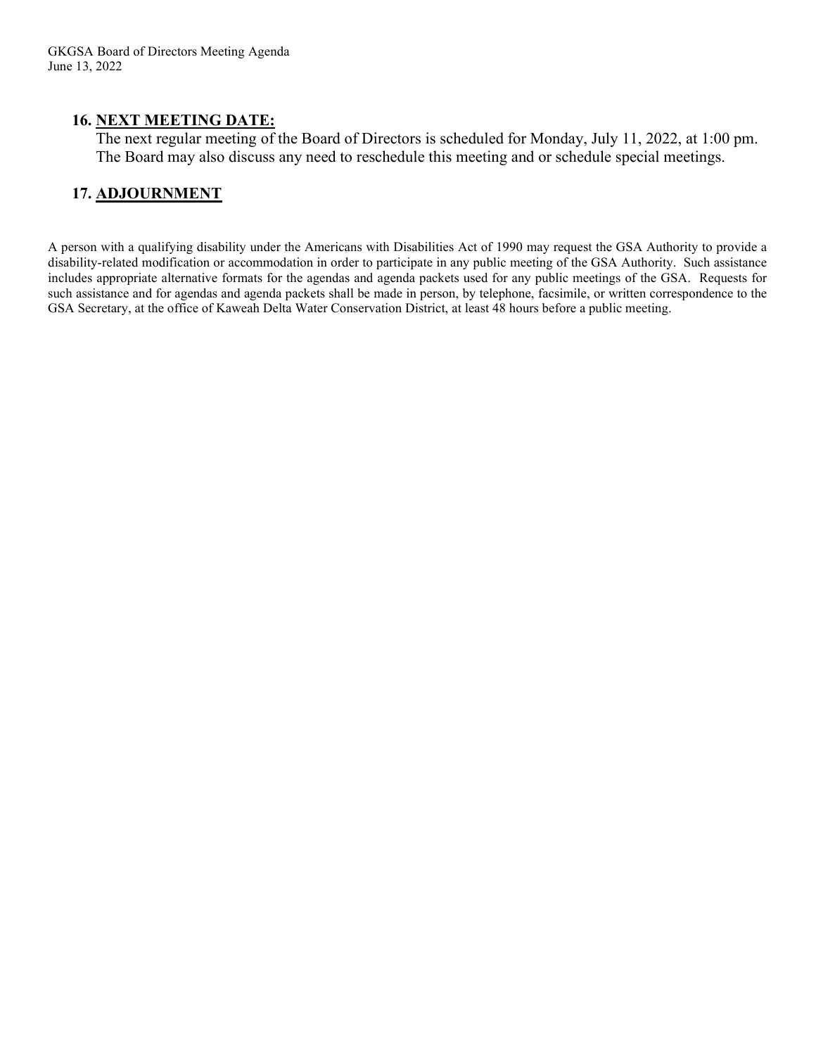**16. NEXT MEETING DATE:**

The next regular meeting of the Board of Directors is scheduled for Monday, July 11, 2022, at 1:00 pm. The Board may also discuss any need to reschedule this meeting and or schedule special meetings.

**17. ADJOURNMENT**

A person with a qualifying disability under the Americans with Disabilities Act of 1990 may request the GSA Authority to provide a disability-related modification or accommodation in order to participate in any public meeting of the GSA Authority. Such assistance includes appropriate alternative formats for the agendas and agenda packets used for any public meetings of the GSA. Requests for such assistance and for agendas and agenda packets shall be made in person, by telephone, facsimile, or written correspondence to the GSA Secretary, at the office of Kaweah Delta Water Conservation District, at least 48 hours before a public meeting.